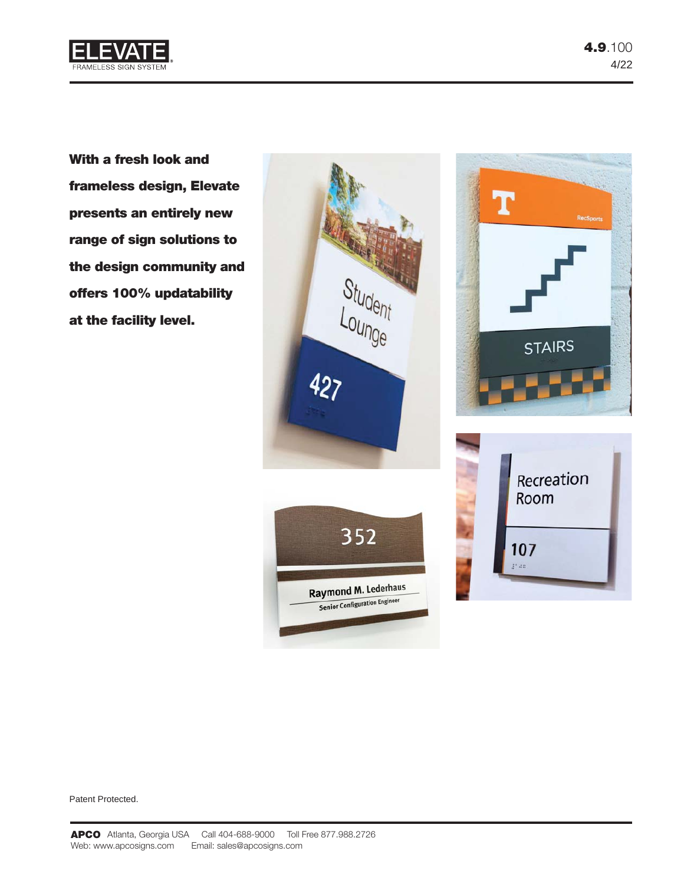# ELEVATE

FRAMELESS SIGN SYSTEM

**With a fresh look and frameless design, Elevate presents an entirely new range of sign solutions to the design community and offers 100% updatability at the facility level.**

Patent Protected.

**APCO** Atlanta, Georgia USA Call 404-688-9000 Toll Free 877.988.2726
Web: www.apcosigns.com Email: sales@apcosigns.com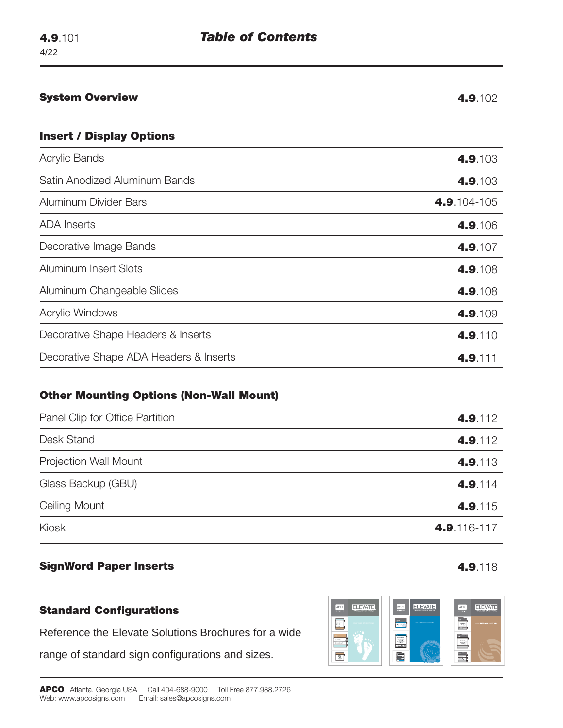# Table of Contents

| **System Overview** | **4.9**.102 |
|---|---|

**Insert / Display Options**

| | |
|---|---|
| Acrylic Bands | **4.9**.103 |
| Satin Anodized Aluminum Bands | **4.9**.103 |
| Aluminum Divider Bars | **4.9**.104-105 |
| ADA Inserts | **4.9**.106 |
| Decorative Image Bands | **4.9**.107 |
| Aluminum Insert Slots | **4.9**.108 |
| Aluminum Changeable Slides | **4.9**.108 |
| Acrylic Windows | **4.9**.109 |
| Decorative Shape Headers & Inserts | **4.9**.110 |
| Decorative Shape ADA Headers & Inserts | **4.9**.111 |

**Other Mounting Options (Non-Wall Mount)**

| | |
|---|---|
| Panel Clip for Office Partition | **4.9**.112 |
| Desk Stand | **4.9**.112 |
| Projection Wall Mount | **4.9**.113 |
| Glass Backup (GBU) | **4.9**.114 |
| Ceiling Mount | **4.9**.115 |
| Kiosk | **4.9**.116-117 |

| **SignWord Paper Inserts** | **4.9**.118 |
|---|---|

**Standard Configurations**

Reference the Elevate Solutions Brochures for a wide range of standard sign configurations and sizes.

**APCO** Atlanta, Georgia USA Call 404-688-9000 Toll Free 877.988.2726
Web: www.apcosigns.com Email: sales@apcosigns.com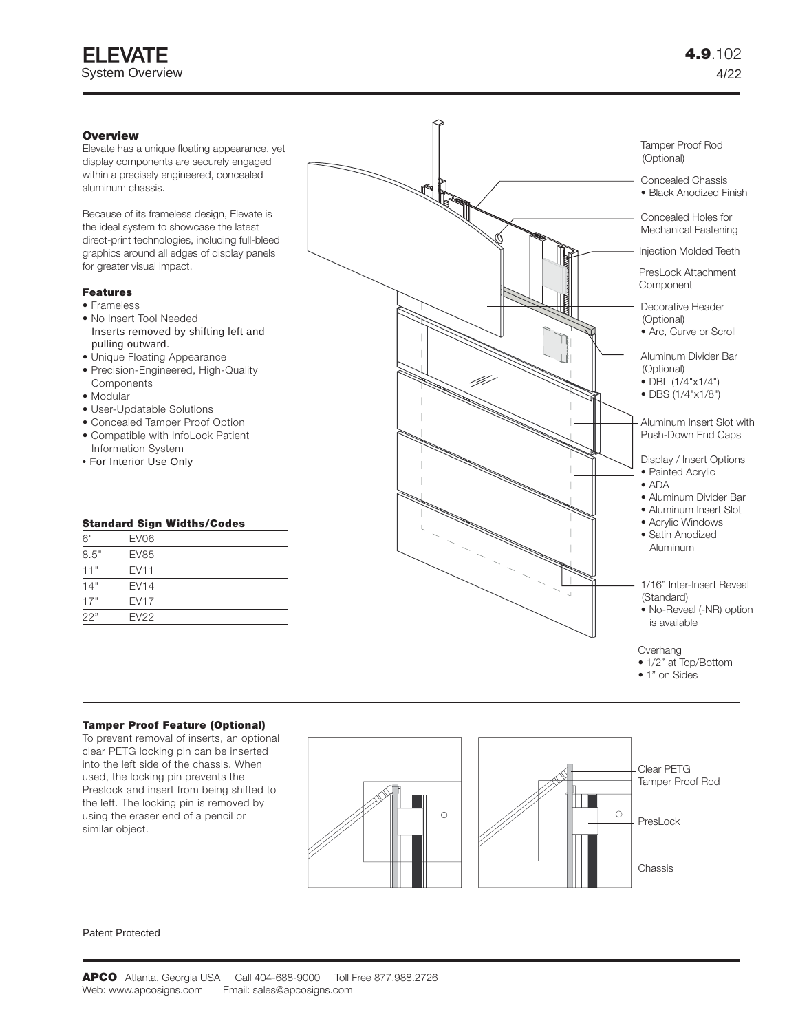# ELEVATE

System Overview

4.9.102

4/22

### Overview

Elevate has a unique floating appearance, yet display components are securely engaged within a precisely engineered, concealed aluminum chassis.

Because of its frameless design, Elevate is the ideal system to showcase the latest direct-print technologies, including full-bleed graphics around all edges of display panels for greater visual impact.

### Features

- Frameless
- No Insert Tool Needed
  Inserts removed by shifting left and pulling outward.
- Unique Floating Appearance
- Precision-Engineered, High-Quality Components
- Modular
- User-Updatable Solutions
- Concealed Tamper Proof Option
- Compatible with InfoLock Patient Information System
- For Interior Use Only

### Standard Sign Widths/Codes

| | |
|---|---|
| 6" | EV06 |
| 8.5" | EV85 |
| 11" | EV11 |
| 14" | EV14 |
| 17" | EV17 |
| 22" | EV22 |

Tamper Proof Rod (Optional)

Concealed Chassis
- Black Anodized Finish

Concealed Holes for Mechanical Fastening

Injection Molded Teeth

PresLock Attachment Component

Decorative Header (Optional)
- Arc, Curve or Scroll

Aluminum Divider Bar (Optional)
- DBL (1/4"x1/4")
- DBS (1/4"x1/8")

Aluminum Insert Slot with Push-Down End Caps

Display / Insert Options
- Painted Acrylic
- ADA
- Aluminum Divider Bar
- Aluminum Insert Slot
- Acrylic Windows
- Satin Anodized Aluminum

1/16" Inter-Insert Reveal (Standard)
- No-Reveal (-NR) option is available

Overhang
- 1/2" at Top/Bottom
- 1" on Sides

### Tamper Proof Feature (Optional)

To prevent removal of inserts, an optional clear PETG locking pin can be inserted into the left side of the chassis. When used, the locking pin prevents the Preslock and insert from being shifted to the left. The locking pin is removed by using the eraser end of a pencil or similar object.

Clear PETG Tamper Proof Rod

PresLock

Chassis

Patent Protected

**APCO** Atlanta, Georgia USA Call 404-688-9000 Toll Free 877.988.2726
Web: www.apcosigns.com Email: sales@apcosigns.com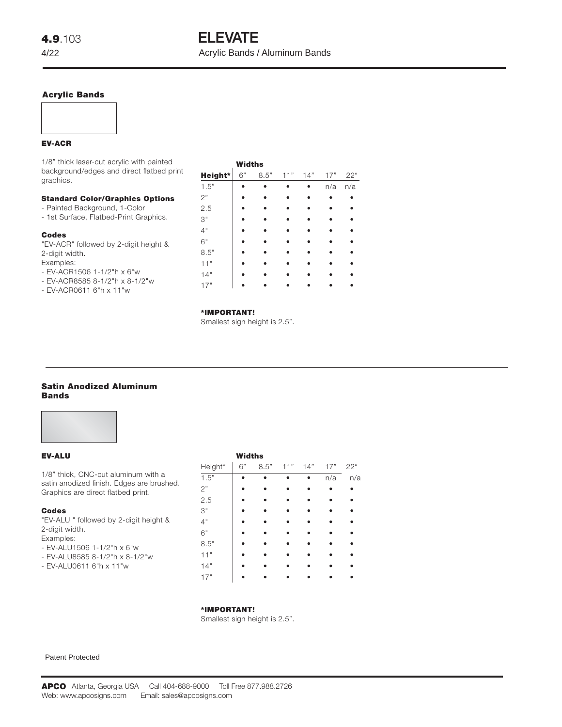**4.9**.103
4/22

# ELEVATE

Acrylic Bands / Aluminum Bands

## Acrylic Bands

### EV-ACR

1/8" thick laser-cut acrylic with painted background/edges and direct flatbed print graphics.

**Standard Color/Graphics Options**

- Painted Background, 1-Color
- 1st Surface, Flatbed-Print Graphics.

**Codes**

"EV-ACR" followed by 2-digit height & 2-digit width.
Examples:
- EV-ACR1506 1-1/2"h x 6"w
- EV-ACR8585 8-1/2"h x 8-1/2"w
- EV-ACR0611 6"h x 11"w

| | Widths | | | | | |
|---|---|---|---|---|---|---|
| **Height*** | 6" | 8.5" | 11" | 14" | 17" | 22" |
| 1.5" | • | • | • | • | n/a | n/a |
| 2" | • | • | • | • | • | • |
| 2.5 | • | • | • | • | • | • |
| 3" | • | • | • | • | • | • |
| 4" | • | • | • | • | • | • |
| 6" | • | • | • | • | • | • |
| 8.5" | • | • | • | • | • | • |
| 11" | • | • | • | • | • | • |
| 14" | • | • | • | • | • | • |
| 17" | • | • | • | • | • | • |

**\*IMPORTANT!**
Smallest sign height is 2.5".

## Satin Anodized Aluminum Bands

### EV-ALU

1/8" thick, CNC-cut aluminum with a satin anodized finish. Edges are brushed. Graphics are direct flatbed print.

**Codes**

"EV-ALU " followed by 2-digit height & 2-digit width.
Examples:
- EV-ALU1506 1-1/2"h x 6"w
- EV-ALU8585 8-1/2"h x 8-1/2"w
- EV-ALU0611 6"h x 11"w

| | Widths | | | | | |
|---|---|---|---|---|---|---|
| Height* | 6" | 8.5" | 11" | 14" | 17" | 22" |
| 1.5" | • | • | • | • | n/a | n/a |
| 2" | • | • | • | • | • | • |
| 2.5 | • | • | • | • | • | • |
| 3" | • | • | • | • | • | • |
| 4" | • | • | • | • | • | • |
| 6" | • | • | • | • | • | • |
| 8.5" | • | • | • | • | • | • |
| 11" | • | • | • | • | • | • |
| 14" | • | • | • | • | • | • |
| 17" | • | • | • | • | • | • |

**\*IMPORTANT!**
Smallest sign height is 2.5".

Patent Protected

**APCO** Atlanta, Georgia USA Call 404-688-9000 Toll Free 877.988.2726
Web: www.apcosigns.com Email: sales@apcosigns.com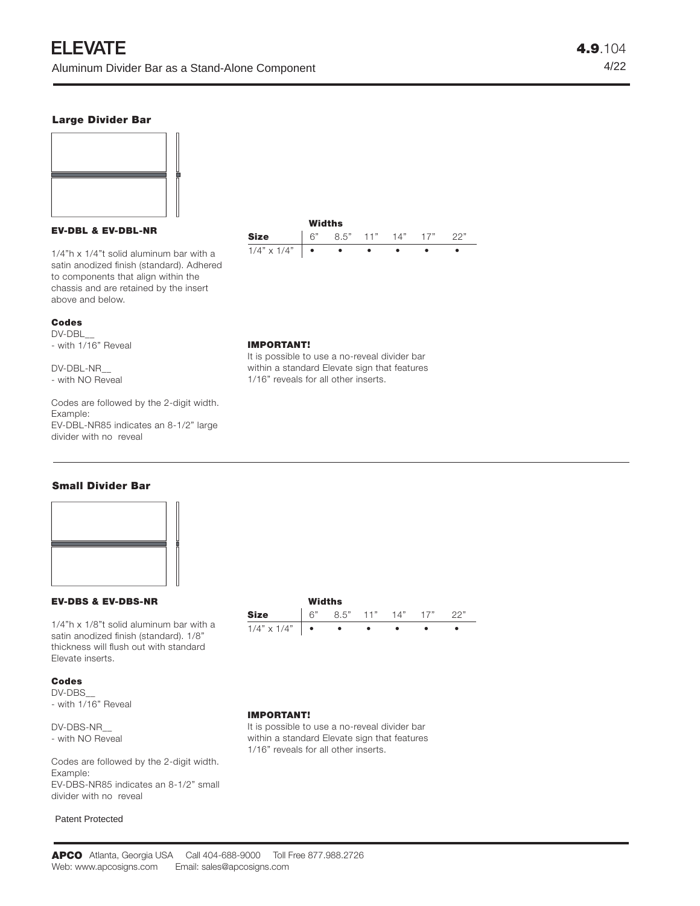# ELEVATE

Aluminum Divider Bar as a Stand-Alone Component

4.9.104
4/22

## Large Divider Bar

### EV-DBL & EV-DBL-NR

1/4"h x 1/4"t solid aluminum bar with a satin anodized finish (standard). Adhered to components that align within the chassis and are retained by the insert above and below.

| | Widths | | | | | |
|---|---|---|---|---|---|---|
| **Size** | 6" | 8.5" | 11" | 14" | 17" | 22" |
| 1/4" x 1/4" | • | • | • | • | • | • |

**Codes**

DV-DBL__
- with 1/16" Reveal

DV-DBL-NR__
- with NO Reveal

Codes are followed by the 2-digit width. Example:
EV-DBL-NR85 indicates an 8-1/2" large divider with no reveal

**IMPORTANT!**
It is possible to use a no-reveal divider bar within a standard Elevate sign that features 1/16" reveals for all other inserts.

## Small Divider Bar

### EV-DBS & EV-DBS-NR

1/4"h x 1/8"t solid aluminum bar with a satin anodized finish (standard). 1/8" thickness will flush out with standard Elevate inserts.

| | Widths | | | | | |
|---|---|---|---|---|---|---|
| **Size** | 6" | 8.5" | 11" | 14" | 17" | 22" |
| 1/4" x 1/4" | • | • | • | • | • | • |

**Codes**

DV-DBS__
- with 1/16" Reveal

DV-DBS-NR__
- with NO Reveal

Codes are followed by the 2-digit width. Example:
EV-DBS-NR85 indicates an 8-1/2" small divider with no reveal

**IMPORTANT!**
It is possible to use a no-reveal divider bar within a standard Elevate sign that features 1/16" reveals for all other inserts.

Patent Protected

**APCO** Atlanta, Georgia USA Call 404-688-9000 Toll Free 877.988.2726
Web: www.apcosigns.com Email: sales@apcosigns.com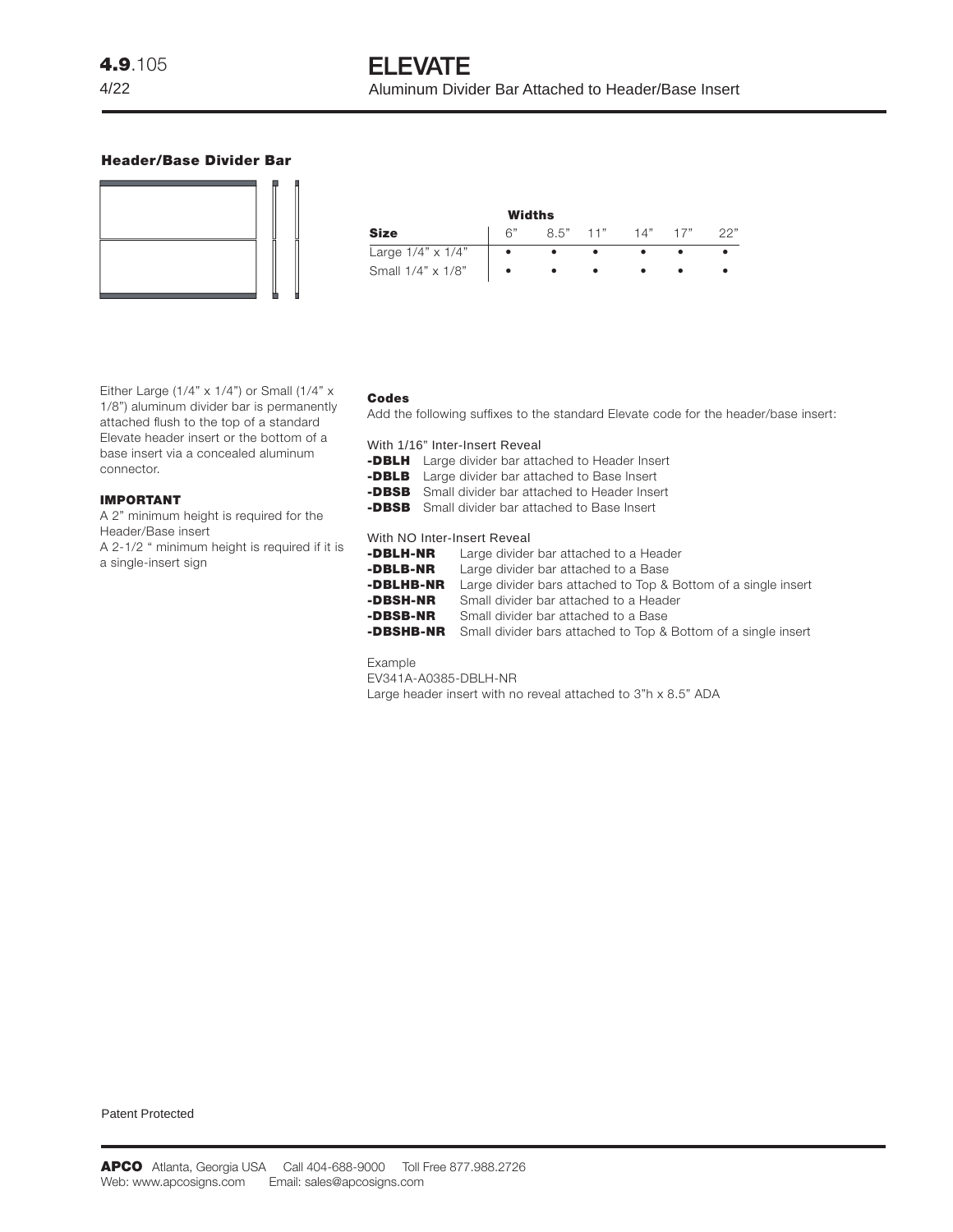**4.9**.105
4/22

# ELEVATE

Aluminum Divider Bar Attached to Header/Base Insert

## Header/Base Divider Bar

| | Widths | | | | | |
|---|---|---|---|---|---|---|
| **Size** | 6" | 8.5" | 11" | 14" | 17" | 22" |
| Large 1/4" x 1/4" | • | • | • | • | • | • |
| Small 1/4" x 1/8" | • | • | • | • | • | • |

Either Large (1/4" x 1/4") or Small (1/4" x 1/8") aluminum divider bar is permanently attached flush to the top of a standard Elevate header insert or the bottom of a base insert via a concealed aluminum connector.

### IMPORTANT

A 2" minimum height is required for the Header/Base insert
A 2-1/2 " minimum height is required if it is a single-insert sign

### Codes

Add the following suffixes to the standard Elevate code for the header/base insert:

With 1/16" Inter-Insert Reveal

**-DBLH** Large divider bar attached to Header Insert
**-DBLB** Large divider bar attached to Base Insert
**-DBSB** Small divider bar attached to Header Insert
**-DBSB** Small divider bar attached to Base Insert

With NO Inter-Insert Reveal

**-DBLH-NR** Large divider bar attached to a Header
**-DBLB-NR** Large divider bar attached to a Base
**-DBLHB-NR** Large divider bars attached to Top & Bottom of a single insert
**-DBSH-NR** Small divider bar attached to a Header
**-DBSB-NR** Small divider bar attached to a Base
**-DBSHB-NR** Small divider bars attached to Top & Bottom of a single insert

Example
EV341A-A0385-DBLH-NR
Large header insert with no reveal attached to 3"h x 8.5" ADA

Patent Protected

**APCO** Atlanta, Georgia USA Call 404-688-9000 Toll Free 877.988.2726
Web: www.apcosigns.com Email: sales@apcosigns.com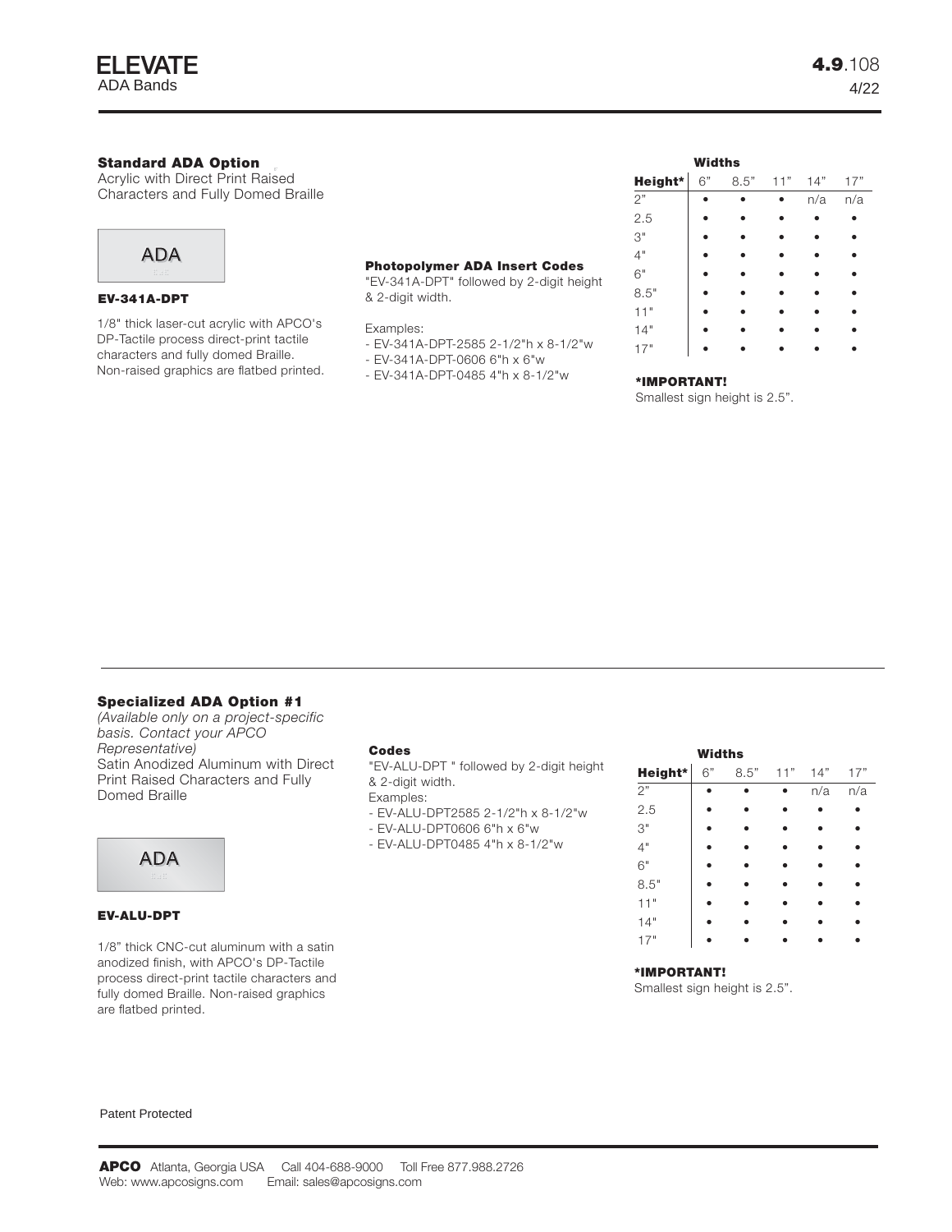# ELEVATE

ADA Bands

**4.9**.108
4/22

### Standard ADA Option

Acrylic with Direct Print Raised Characters and Fully Domed Braille

ADA

**EV-341A-DPT**

1/8" thick laser-cut acrylic with APCO's DP-Tactile process direct-print tactile characters and fully domed Braille. Non-raised graphics are flatbed printed.

**Photopolymer ADA Insert Codes**

"EV-341A-DPT" followed by 2-digit height & 2-digit width.

Examples:
- EV-341A-DPT-2585 2-1/2"h x 8-1/2"w
- EV-341A-DPT-0606 6"h x 6"w
- EV-341A-DPT-0485 4"h x 8-1/2"w

| | Widths | | | | |
|---|---|---|---|---|---|
| **Height*** | 6" | 8.5" | 11" | 14" | 17" |
| 2" | • | • | • | n/a | n/a |
| 2.5 | • | • | • | • | • |
| 3" | • | • | • | • | • |
| 4" | • | • | • | • | • |
| 6" | • | • | • | • | • |
| 8.5" | • | • | • | • | • |
| 11" | • | • | • | • | • |
| 14" | • | • | • | • | • |
| 17" | • | • | • | • | • |

**\*IMPORTANT!**
Smallest sign height is 2.5".

---

### Specialized ADA Option #1

*(Available only on a project-specific basis. Contact your APCO Representative)*
Satin Anodized Aluminum with Direct Print Raised Characters and Fully Domed Braille

ADA

**EV-ALU-DPT**

1/8" thick CNC-cut aluminum with a satin anodized finish, with APCO's DP-Tactile process direct-print tactile characters and fully domed Braille. Non-raised graphics are flatbed printed.

**Codes**

"EV-ALU-DPT " followed by 2-digit height & 2-digit width.
Examples:
- EV-ALU-DPT2585 2-1/2"h x 8-1/2"w
- EV-ALU-DPT0606 6"h x 6"w
- EV-ALU-DPT0485 4"h x 8-1/2"w

| | Widths | | | | |
|---|---|---|---|---|---|
| **Height*** | 6" | 8.5" | 11" | 14" | 17" |
| 2" | • | • | • | n/a | n/a |
| 2.5 | • | • | • | • | • |
| 3" | • | • | • | • | • |
| 4" | • | • | • | • | • |
| 6" | • | • | • | • | • |
| 8.5" | • | • | • | • | • |
| 11" | • | • | • | • | • |
| 14" | • | • | • | • | • |
| 17" | • | • | • | • | • |

**\*IMPORTANT!**
Smallest sign height is 2.5".

Patent Protected

**APCO** Atlanta, Georgia USA Call 404-688-9000 Toll Free 877.988.2726
Web: www.apcosigns.com Email: sales@apcosigns.com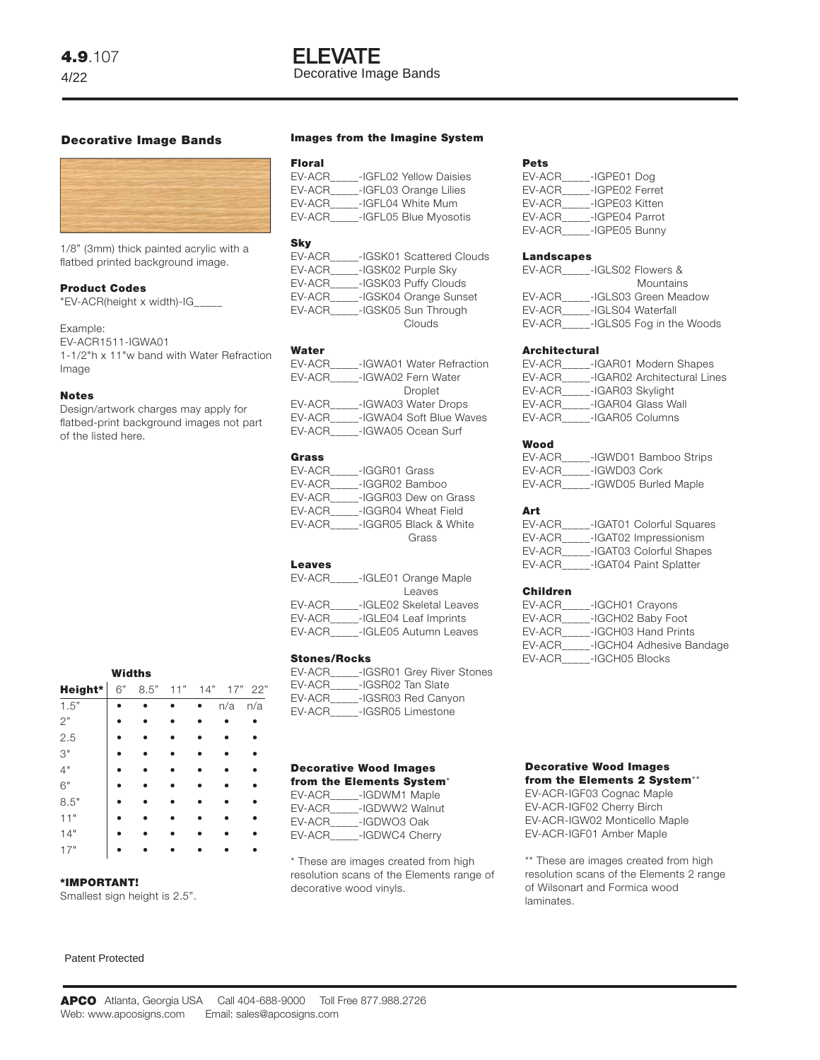# ELEVATE

Decorative Image Bands

## Decorative Image Bands

1/8" (3mm) thick painted acrylic with a flatbed printed background image.

### Product Codes

"EV-ACR(height x width)-IG_____

Example:
EV-ACR1511-IGWA01
1-1/2"h x 11"w band with Water Refraction Image

### Notes

Design/artwork charges may apply for flatbed-print background images not part of the listed here.

**Widths**

| Height* | 6" | 8.5" | 11" | 14" | 17" | 22" |
|---|---|---|---|---|---|---|
| 1.5" | • | • | • | • | n/a | n/a |
| 2" | • | • | • | • | • | • |
| 2.5 | • | • | • | • | • | • |
| 3" | • | • | • | • | • | • |
| 4" | • | • | • | • | • | • |
| 6" | • | • | • | • | • | • |
| 8.5" | • | • | • | • | • | • |
| 11" | • | • | • | • | • | • |
| 14" | • | • | • | • | • | • |
| 17" | • | • | • | • | • | • |

**\*IMPORTANT!**
Smallest sign height is 2.5".

## Images from the Imagine System

### Floral

EV-ACR_____-IGFL02 Yellow Daisies
EV-ACR_____-IGFL03 Orange Lilies
EV-ACR_____-IGFL04 White Mum
EV-ACR_____-IGFL05 Blue Myosotis

### Sky

EV-ACR_____-IGSK01 Scattered Clouds
EV-ACR_____-IGSK02 Purple Sky
EV-ACR_____-IGSK03 Puffy Clouds
EV-ACR_____-IGSK04 Orange Sunset
EV-ACR_____-IGSK05 Sun Through Clouds

### Water

EV-ACR_____-IGWA01 Water Refraction
EV-ACR_____-IGWA02 Fern Water Droplet
EV-ACR_____-IGWA03 Water Drops
EV-ACR_____-IGWA04 Soft Blue Waves
EV-ACR_____-IGWA05 Ocean Surf

### Grass

EV-ACR_____-IGGR01 Grass
EV-ACR_____-IGGR02 Bamboo
EV-ACR_____-IGGR03 Dew on Grass
EV-ACR_____-IGGR04 Wheat Field
EV-ACR_____-IGGR05 Black & White Grass

### Leaves

EV-ACR_____-IGLE01 Orange Maple Leaves
EV-ACR_____-IGLE02 Skeletal Leaves
EV-ACR_____-IGLE04 Leaf Imprints
EV-ACR_____-IGLE05 Autumn Leaves

### Stones/Rocks

EV-ACR_____-IGSR01 Grey River Stones
EV-ACR_____-IGSR02 Tan Slate
EV-ACR_____-IGSR03 Red Canyon
EV-ACR_____-IGSR05 Limestone

### Pets

EV-ACR_____-IGPE01 Dog
EV-ACR_____-IGPE02 Ferret
EV-ACR_____-IGPE03 Kitten
EV-ACR_____-IGPE04 Parrot
EV-ACR_____-IGPE05 Bunny

### Landscapes

EV-ACR_____-IGLS02 Flowers & Mountains
EV-ACR_____-IGLS03 Green Meadow
EV-ACR_____-IGLS04 Waterfall
EV-ACR_____-IGLS05 Fog in the Woods

### Architectural

EV-ACR_____-IGAR01 Modern Shapes
EV-ACR_____-IGAR02 Architectural Lines
EV-ACR_____-IGAR03 Skylight
EV-ACR_____-IGAR04 Glass Wall
EV-ACR_____-IGAR05 Columns

### Wood

EV-ACR_____-IGWD01 Bamboo Strips
EV-ACR_____-IGWD03 Cork
EV-ACR_____-IGWD05 Burled Maple

### Art

EV-ACR_____-IGAT01 Colorful Squares
EV-ACR_____-IGAT02 Impressionism
EV-ACR_____-IGAT03 Colorful Shapes
EV-ACR_____-IGAT04 Paint Splatter

### Children

EV-ACR_____-IGCH01 Crayons
EV-ACR_____-IGCH02 Baby Foot
EV-ACR_____-IGCH03 Hand Prints
EV-ACR_____-IGCH04 Adhesive Bandage
EV-ACR_____-IGCH05 Blocks

## Decorative Wood Images from the Elements System*

EV-ACR_____-IGDWM1 Maple
EV-ACR_____-IGDWW2 Walnut
EV-ACR_____-IGDWO3 Oak
EV-ACR_____-IGDWC4 Cherry

\* These are images created from high resolution scans of the Elements range of decorative wood vinyls.

## Decorative Wood Images from the Elements 2 System**

EV-ACR-IGF03 Cognac Maple
EV-ACR-IGF02 Cherry Birch
EV-ACR-IGW02 Monticello Maple
EV-ACR-IGF01 Amber Maple

** These are images created from high resolution scans of the Elements 2 range of Wilsonart and Formica wood laminates.

Patent Protected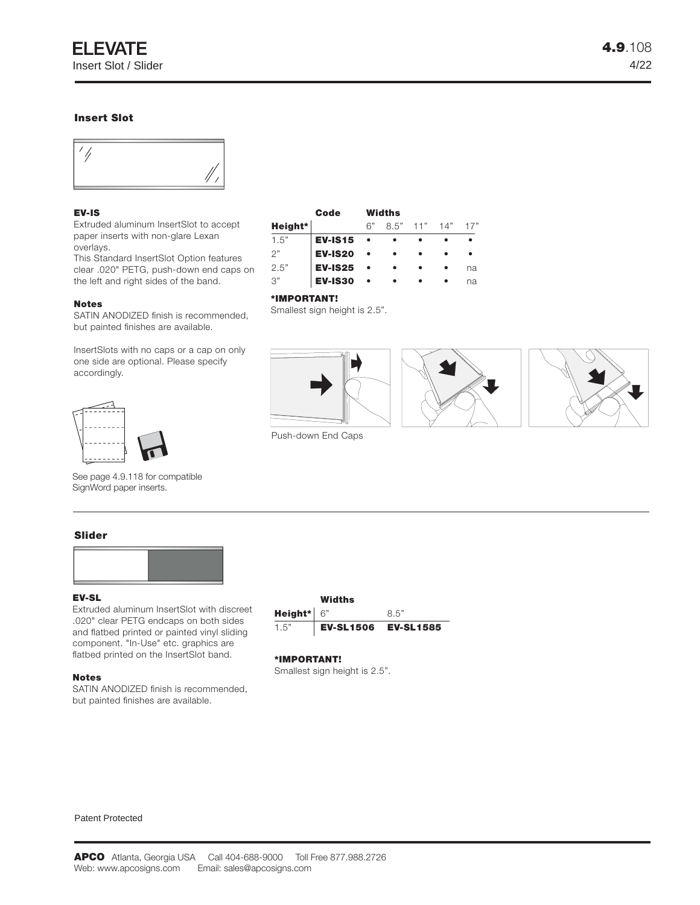# ELEVATE

Insert Slot / Slider

## Insert Slot

### EV-IS

Extruded aluminum InsertSlot to accept paper inserts with non-glare Lexan overlays.
This Standard InsertSlot Option features clear .020" PETG, push-down end caps on the left and right sides of the band.

| | Code | Widths | | | | |
|---|---|---|---|---|---|---|
| **Height*** | | 6" | 8.5" | 11" | 14" | 17" |
| 1.5" | **EV-IS15** | • | • | • | • | • |
| 2" | **EV-IS20** | • | • | • | • | • |
| 2.5" | **EV-IS25** | • | • | • | • | na |
| 3" | **EV-IS30** | • | • | • | • | na |

**\*IMPORTANT!**
Smallest sign height is 2.5".

### Notes

SATIN ANODIZED finish is recommended, but painted finishes are available.

InsertSlots with no caps or a cap on only one side are optional. Please specify accordingly.

Push-down End Caps

See page 4.9.118 for compatible SignWord paper inserts.

## Slider

### EV-SL

Extruded aluminum InsertSlot with discreet .020" clear PETG endcaps on both sides and flatbed printed or painted vinyl sliding component. "In-Use" etc. graphics are flatbed printed on the InsertSlot band.

| | Widths | |
|---|---|---|
| **Height*** | 6" | 8.5" |
| 1.5" | **EV-SL1506** | **EV-SL1585** |

**\*IMPORTANT!**
Smallest sign height is 2.5".

### Notes

SATIN ANODIZED finish is recommended, but painted finishes are available.

Patent Protected

**APCO** Atlanta, Georgia USA Call 404-688-9000 Toll Free 877.988.2726
Web: www.apcosigns.com Email: sales@apcosigns.com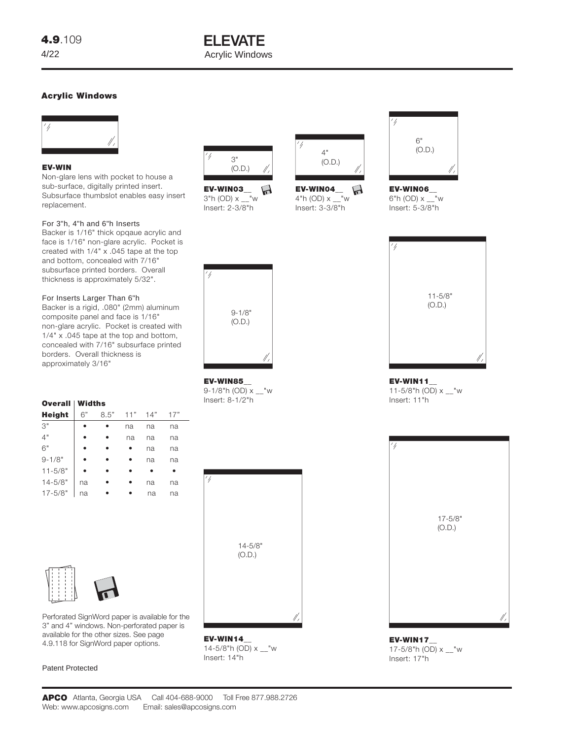## ELEVATE

Acrylic Windows

### Acrylic Windows

**EV-WIN**

Non-glare lens with pocket to house a sub-surface, digitally printed insert. Subsurface thumbslot enables easy insert replacement.

For 3"h, 4"h and 6"h Inserts

Backer is 1/16" thick opqaue acrylic and face is 1/16" non-glare acrylic. Pocket is created with 1/4" x .045 tape at the top and bottom, concealed with 7/16" subsurface printed borders. Overall thickness is approximately 5/32".

For Inserts Larger Than 6"h

Backer is a rigid, .080" (2mm) aluminum composite panel and face is 1/16" non-glare acrylic. Pocket is created with 1/4" x .045 tape at the top and bottom, concealed with 7/16" subsurface printed borders. Overall thickness is approximately 3/16"

| Overall Height | Widths 6" | 8.5" | 11" | 14" | 17" |
|---|---|---|---|---|---|
| 3" | • | • | na | na | na |
| 4" | • | • | na | na | na |
| 6" | • | • | • | na | na |
| 9-1/8" | • | • | • | na | na |
| 11-5/8" | • | • | • | • | • |
| 14-5/8" | na | • | • | na | na |
| 17-5/8" | na | • | • | na | na |

Perforated SignWord paper is available for the 3" and 4" windows. Non-perforated paper is available for the other sizes. See page 4.9.118 for SignWord paper options.

Patent Protected

3" (O.D.)

**EV-WIN03__**
3"h (OD) x __"w
Insert: 2-3/8"h

4" (O.D.)

**EV-WIN04__**
4"h (OD) x __"w
Insert: 3-3/8"h

6" (O.D.)

**EV-WIN06__**
6"h (OD) x __"w
Insert: 5-3/8"h

9-1/8" (O.D.)

**EV-WIN85__**
9-1/8"h (OD) x __"w
Insert: 8-1/2"h

11-5/8" (O.D.)

**EV-WIN11__**
11-5/8"h (OD) x __"w
Insert: 11"h

14-5/8" (O.D.)

**EV-WIN14__**
14-5/8"h (OD) x __"w
Insert: 14"h

17-5/8" (O.D.)

**EV-WIN17__**
17-5/8"h (OD) x __"w
Insert: 17"h

**APCO** Atlanta, Georgia USA Call 404-688-9000 Toll Free 877.988.2726
Web: www.apcosigns.com Email: sales@apcosigns.com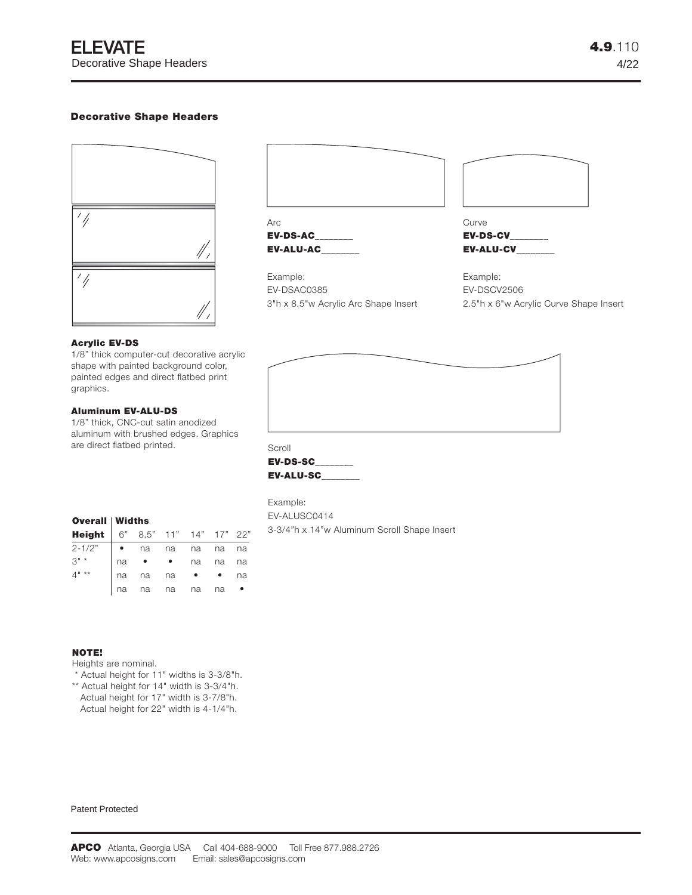# ELEVATE
Decorative Shape Headers

### Decorative Shape Headers

Arc
**EV-DS-AC_______**
**EV-ALU-AC_______**

Example:
EV-DSAC0385
3"h x 8.5"w Acrylic Arc Shape Insert

Curve
**EV-DS-CV_______**
**EV-ALU-CV_______**

Example:
EV-DSCV2506
2.5"h x 6"w Acrylic Curve Shape Insert

#### Acrylic EV-DS

1/8" thick computer-cut decorative acrylic shape with painted background color, painted edges and direct flatbed print graphics.

#### Aluminum EV-ALU-DS

1/8" thick, CNC-cut satin anodized aluminum with brushed edges. Graphics are direct flatbed printed.

Scroll
**EV-DS-SC_______**
**EV-ALU-SC_______**

Example:
EV-ALUSC0414
3-3/4"h x 14"w Aluminum Scroll Shape Insert

| **Overall Height** | **Widths** 6" | 8.5" | 11" | 14" | 17" | 22" |
|---|---|---|---|---|---|---|
| 2-1/2" | • | na | na | na | na | na |
| 3" * | na | • | • | na | na | na |
| 4" ** | na | na | na | • | • | na |
| | na | na | na | na | na | • |

**NOTE!**
Heights are nominal.
\* Actual height for 11" widths is 3-3/8"h.
\** Actual height for 14" width is 3-3/4"h.
Actual height for 17" width is 3-7/8"h.
Actual height for 22" width is 4-1/4"h.

Patent Protected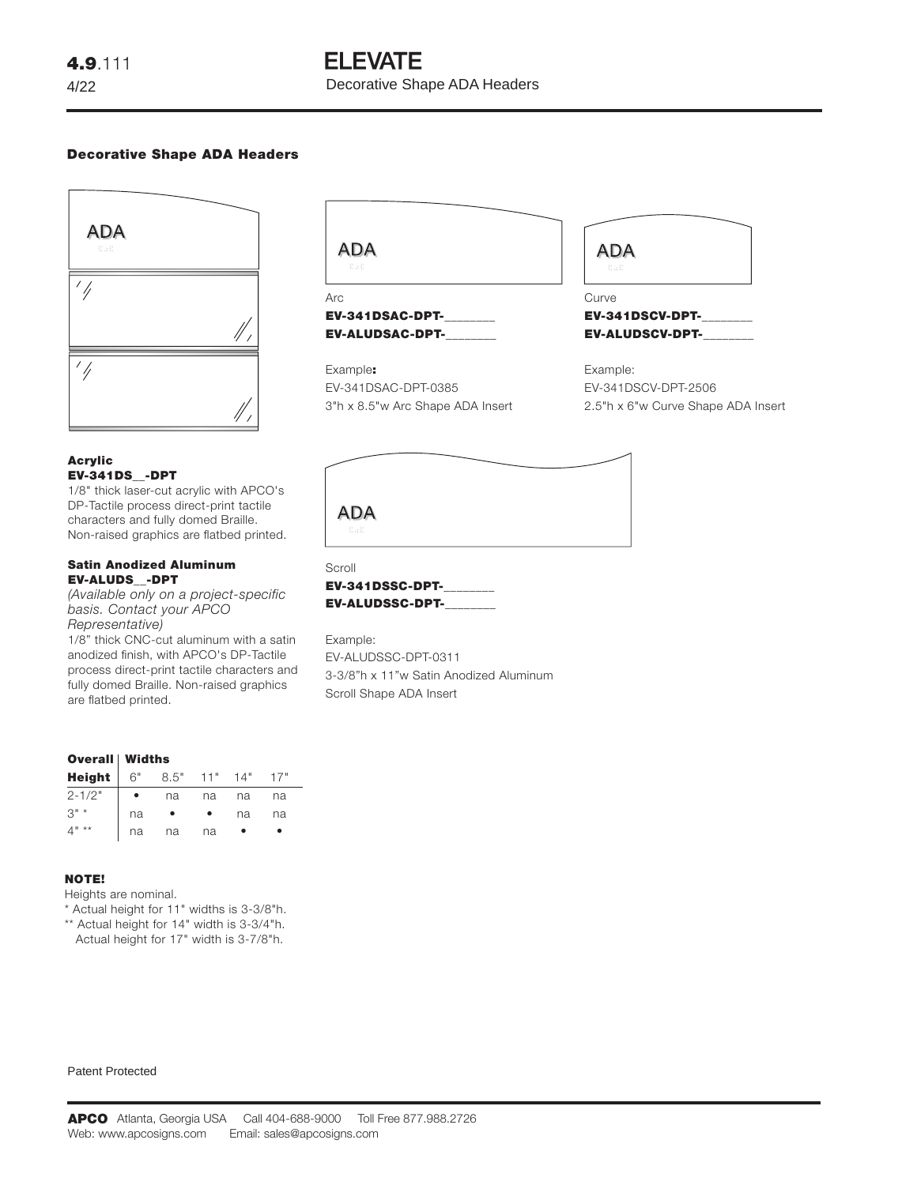# ELEVATE

Decorative Shape ADA Headers

## Decorative Shape ADA Headers

ADA

ADA

Arc

**EV-341DSAC-DPT-\_\_\_\_\_\_\_**
**EV-ALUDSAC-DPT-\_\_\_\_\_\_\_**

Example:
EV-341DSAC-DPT-0385
3"h x 8.5"w Arc Shape ADA Insert

ADA

Curve

**EV-341DSCV-DPT-\_\_\_\_\_\_\_**
**EV-ALUDSCV-DPT-\_\_\_\_\_\_\_**

Example:
EV-341DSCV-DPT-2506
2.5"h x 6"w Curve Shape ADA Insert

### Acrylic
**EV-341DS\_\_-DPT**

1/8" thick laser-cut acrylic with APCO's DP-Tactile process direct-print tactile characters and fully domed Braille. Non-raised graphics are flatbed printed.

### Satin Anodized Aluminum
**EV-ALUDS\_\_-DPT**

*(Available only on a project-specific basis. Contact your APCO Representative)*

1/8" thick CNC-cut aluminum with a satin anodized finish, with APCO's DP-Tactile process direct-print tactile characters and fully domed Braille. Non-raised graphics are flatbed printed.

ADA

Scroll

**EV-341DSSC-DPT-\_\_\_\_\_\_\_**
**EV-ALUDSSC-DPT-\_\_\_\_\_\_\_**

Example:
EV-ALUDSSC-DPT-0311
3-3/8"h x 11"w Satin Anodized Aluminum Scroll Shape ADA Insert

| Overall Height | Widths 6" | 8.5" | 11" | 14" | 17" |
|---|---|---|---|---|---|
| 2-1/2" | • | na | na | na | na |
| 3" * | na | • | • | na | na |
| 4" ** | na | na | na | • | • |

**NOTE!**

Heights are nominal.
* Actual height for 11" widths is 3-3/8"h.
** Actual height for 14" width is 3-3/4"h.
Actual height for 17" width is 3-7/8"h.

Patent Protected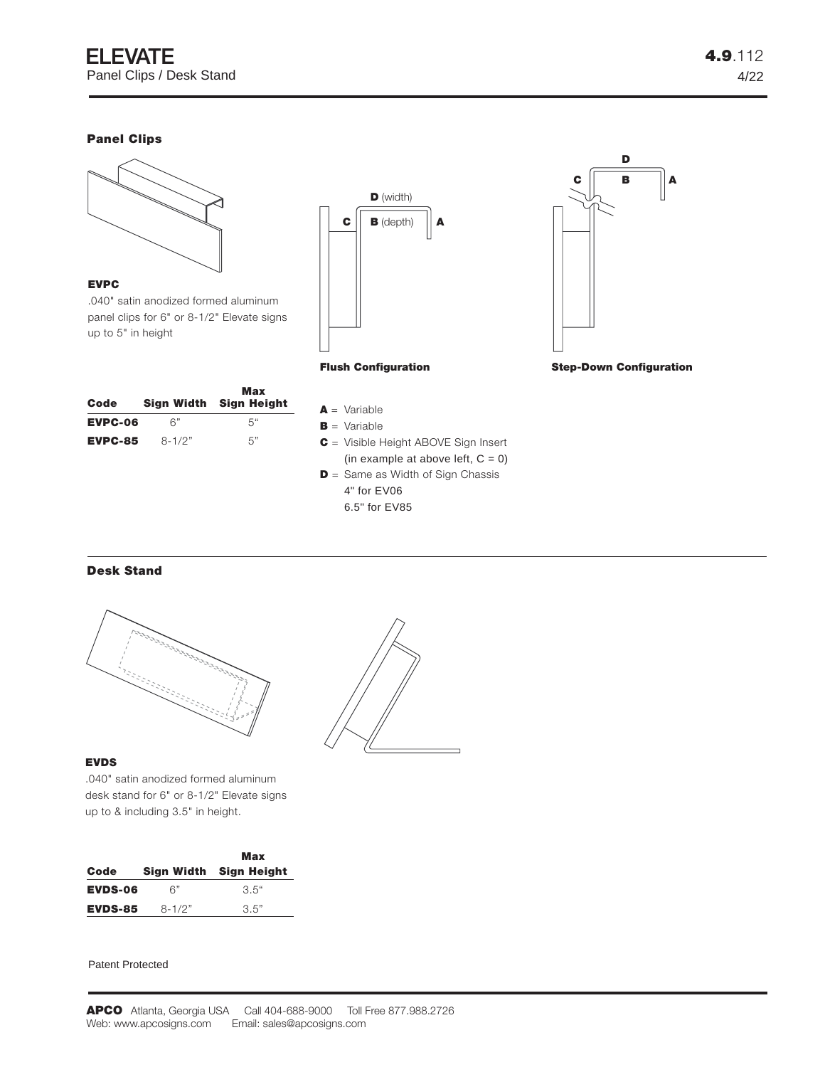# ELEVATE

Panel Clips / Desk Stand

**4.9**.112
4/22

## Panel Clips

### EVPC

.040" satin anodized formed aluminum panel clips for 6" or 8-1/2" Elevate signs up to 5" in height

| Code | Sign Width | Max Sign Height |
|---|---|---|
| **EVPC-06** | 6" | 5" |
| **EVPC-85** | 8-1/2" | 5" |

**D** (width)

**C** **B** (depth) **A**

**Flush Configuration**

**D**

**C** **B** **A**

**Step-Down Configuration**

- **A** = Variable
- **B** = Variable
- **C** = Visible Height ABOVE Sign Insert (in example at above left, C = 0)
- **D** = Same as Width of Sign Chassis
  4" for EV06
  6.5" for EV85

## Desk Stand

### EVDS

.040" satin anodized formed aluminum desk stand for 6" or 8-1/2" Elevate signs up to & including 3.5" in height.

| Code | Sign Width | Max Sign Height |
|---|---|---|
| **EVDS-06** | 6" | 3.5" |
| **EVDS-85** | 8-1/2" | 3.5" |

Patent Protected

**APCO** Atlanta, Georgia USA Call 404-688-9000 Toll Free 877.988.2726
Web: www.apcosigns.com Email: sales@apcosigns.com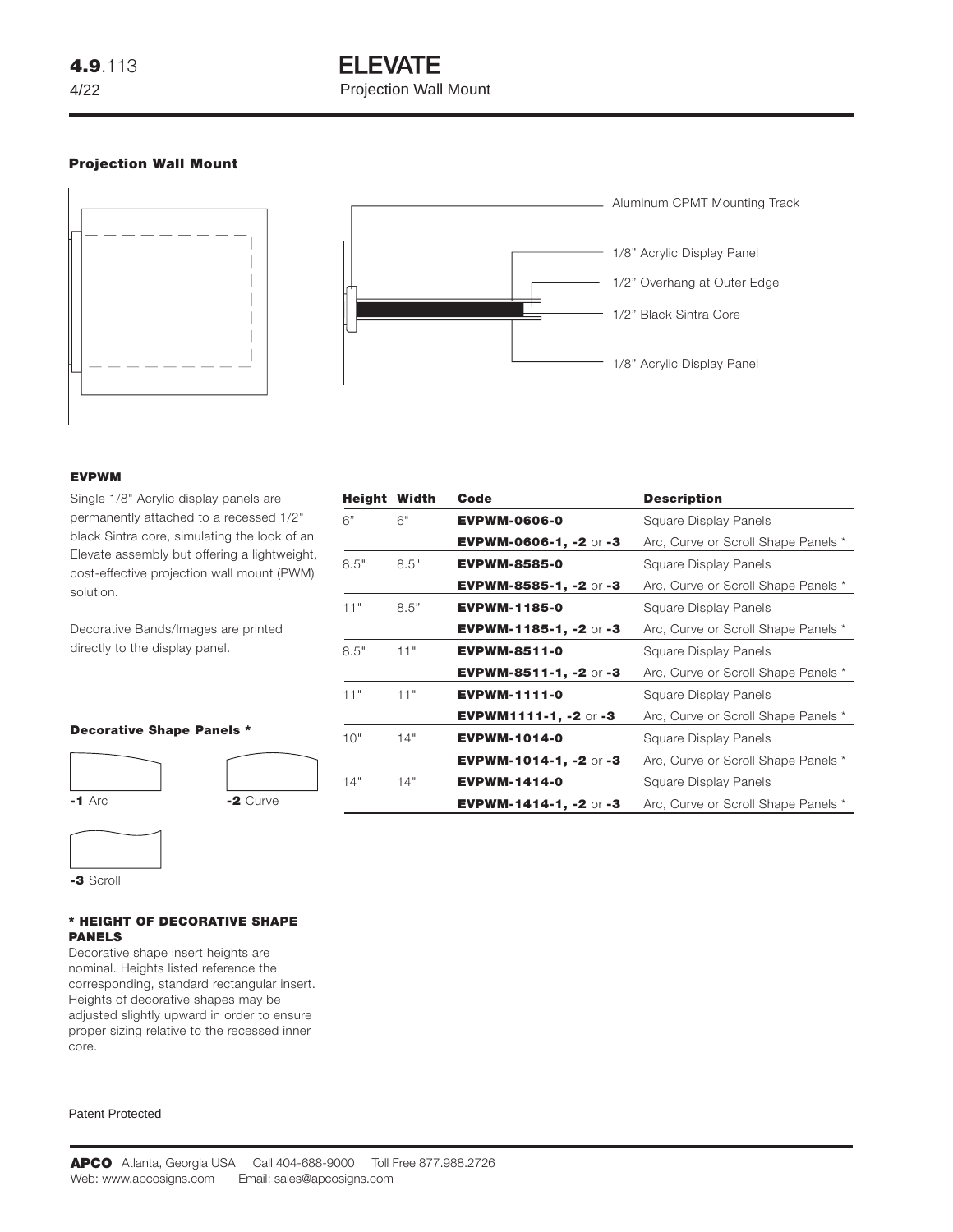# ELEVATE

Projection Wall Mount

## Projection Wall Mount

Aluminum CPMT Mounting Track

1/8" Acrylic Display Panel

1/2" Overhang at Outer Edge

1/2" Black Sintra Core

1/8" Acrylic Display Panel

### EVPWM

Single 1/8" Acrylic display panels are permanently attached to a recessed 1/2" black Sintra core, simulating the look of an Elevate assembly but offering a lightweight, cost-effective projection wall mount (PWM) solution.

Decorative Bands/Images are printed directly to the display panel.

| Height | Width | Code | Description |
|---|---|---|---|
| 6" | 6" | **EVPWM-0606-0** | Square Display Panels |
| | | **EVPWM-0606-1, -2** or **-3** | Arc, Curve or Scroll Shape Panels * |
| 8.5" | 8.5" | **EVPWM-8585-0** | Square Display Panels |
| | | **EVPWM-8585-1, -2** or **-3** | Arc, Curve or Scroll Shape Panels * |
| 11" | 8.5" | **EVPWM-1185-0** | Square Display Panels |
| | | **EVPWM-1185-1, -2** or **-3** | Arc, Curve or Scroll Shape Panels * |
| 8.5" | 11" | **EVPWM-8511-0** | Square Display Panels |
| | | **EVPWM-8511-1, -2** or **-3** | Arc, Curve or Scroll Shape Panels * |
| 11" | 11" | **EVPWM-1111-0** | Square Display Panels |
| | | **EVPWM1111-1, -2** or **-3** | Arc, Curve or Scroll Shape Panels * |
| 10" | 14" | **EVPWM-1014-0** | Square Display Panels |
| | | **EVPWM-1014-1, -2** or **-3** | Arc, Curve or Scroll Shape Panels * |
| 14" | 14" | **EVPWM-1414-0** | Square Display Panels |
| | | **EVPWM-1414-1, -2** or **-3** | Arc, Curve or Scroll Shape Panels * |

### Decorative Shape Panels *

**-1** Arc

**-2** Curve

**-3** Scroll

#### * HEIGHT OF DECORATIVE SHAPE PANELS

Decorative shape insert heights are nominal. Heights listed reference the corresponding, standard rectangular insert. Heights of decorative shapes may be adjusted slightly upward in order to ensure proper sizing relative to the recessed inner core.

Patent Protected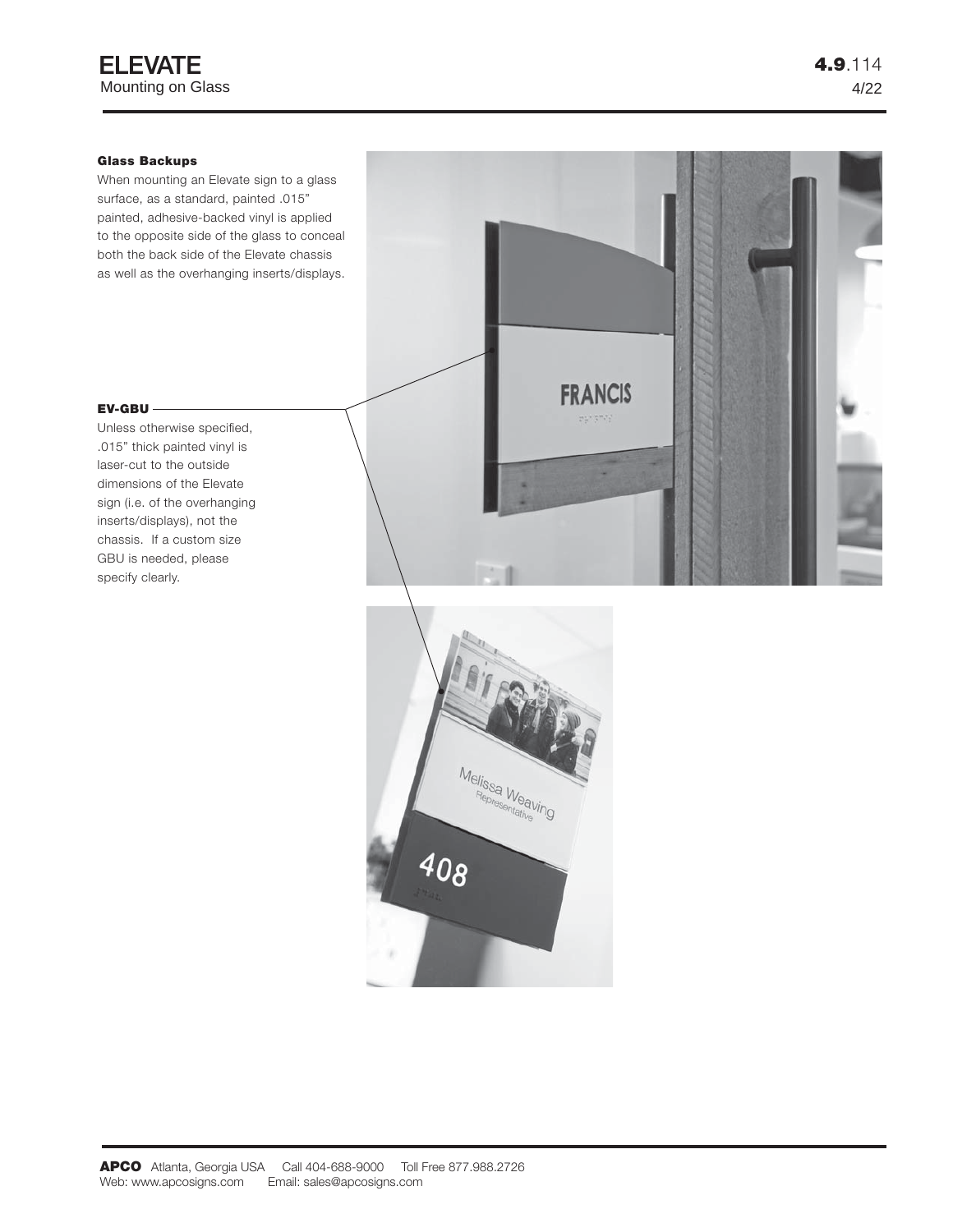# ELEVATE
Mounting on Glass

### Glass Backups

When mounting an Elevate sign to a glass surface, as a standard, painted .015" painted, adhesive-backed vinyl is applied to the opposite side of the glass to conceal both the back side of the Elevate chassis as well as the overhanging inserts/displays.

### EV-GBU

Unless otherwise specified, .015" thick painted vinyl is laser-cut to the outside dimensions of the Elevate sign (i.e. of the overhanging inserts/displays), not the chassis. If a custom size GBU is needed, please specify clearly.

**APCO** Atlanta, Georgia USA Call 404-688-9000 Toll Free 877.988.2726
Web: www.apcosigns.com Email: sales@apcosigns.com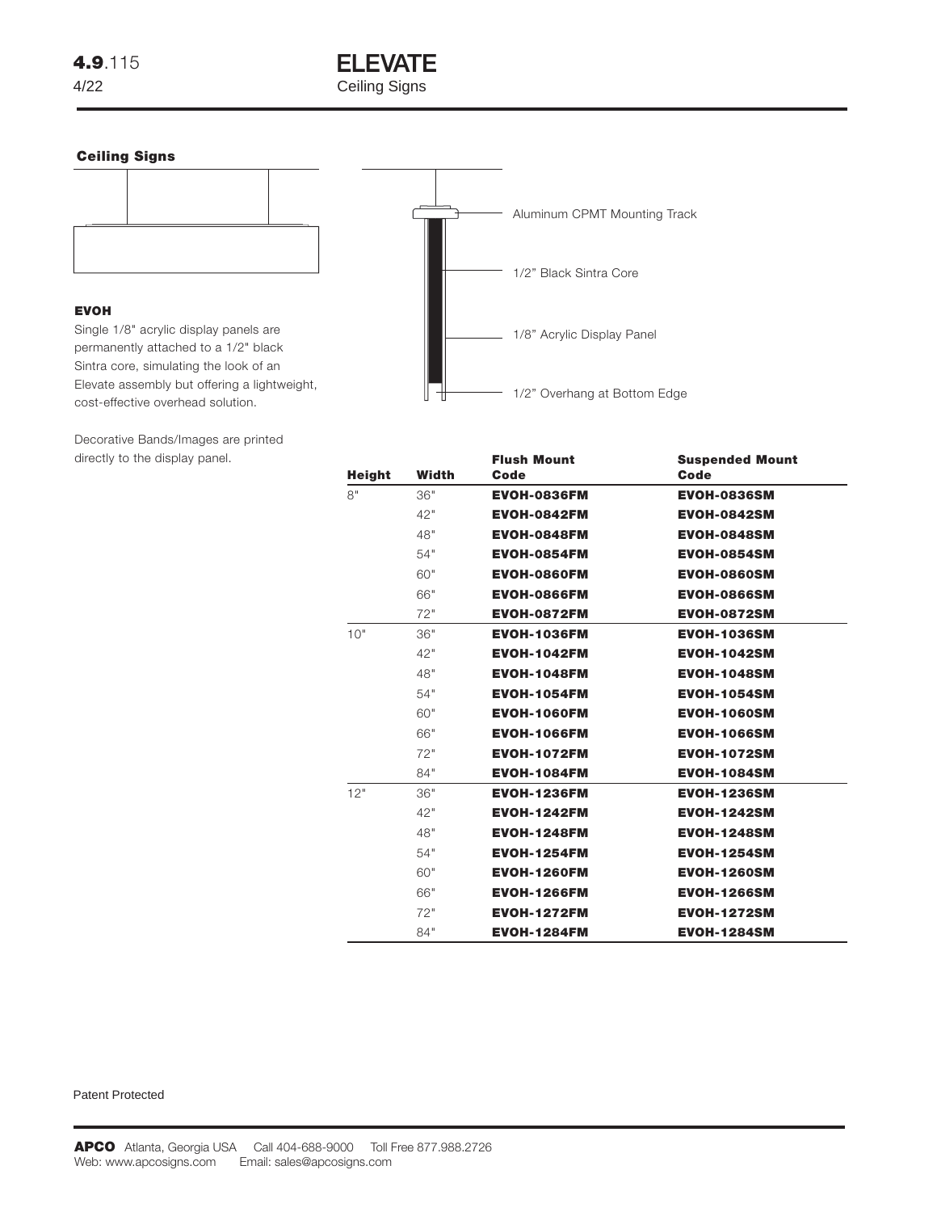## Ceiling Signs

Aluminum CPMT Mounting Track

1/2" Black Sintra Core

1/8" Acrylic Display Panel

1/2" Overhang at Bottom Edge

### EVOH

Single 1/8" acrylic display panels are permanently attached to a 1/2" black Sintra core, simulating the look of an Elevate assembly but offering a lightweight, cost-effective overhead solution.

Decorative Bands/Images are printed directly to the display panel.

| Height | Width | Flush Mount Code | Suspended Mount Code |
|---|---|---|---|
| 8" | 36" | **EVOH-0836FM** | **EVOH-0836SM** |
| | 42" | **EVOH-0842FM** | **EVOH-0842SM** |
| | 48" | **EVOH-0848FM** | **EVOH-0848SM** |
| | 54" | **EVOH-0854FM** | **EVOH-0854SM** |
| | 60" | **EVOH-0860FM** | **EVOH-0860SM** |
| | 66" | **EVOH-0866FM** | **EVOH-0866SM** |
| | 72" | **EVOH-0872FM** | **EVOH-0872SM** |
| 10" | 36" | **EVOH-1036FM** | **EVOH-1036SM** |
| | 42" | **EVOH-1042FM** | **EVOH-1042SM** |
| | 48" | **EVOH-1048FM** | **EVOH-1048SM** |
| | 54" | **EVOH-1054FM** | **EVOH-1054SM** |
| | 60" | **EVOH-1060FM** | **EVOH-1060SM** |
| | 66" | **EVOH-1066FM** | **EVOH-1066SM** |
| | 72" | **EVOH-1072FM** | **EVOH-1072SM** |
| | 84" | **EVOH-1084FM** | **EVOH-1084SM** |
| 12" | 36" | **EVOH-1236FM** | **EVOH-1236SM** |
| | 42" | **EVOH-1242FM** | **EVOH-1242SM** |
| | 48" | **EVOH-1248FM** | **EVOH-1248SM** |
| | 54" | **EVOH-1254FM** | **EVOH-1254SM** |
| | 60" | **EVOH-1260FM** | **EVOH-1260SM** |
| | 66" | **EVOH-1266FM** | **EVOH-1266SM** |
| | 72" | **EVOH-1272FM** | **EVOH-1272SM** |
| | 84" | **EVOH-1284FM** | **EVOH-1284SM** |

Patent Protected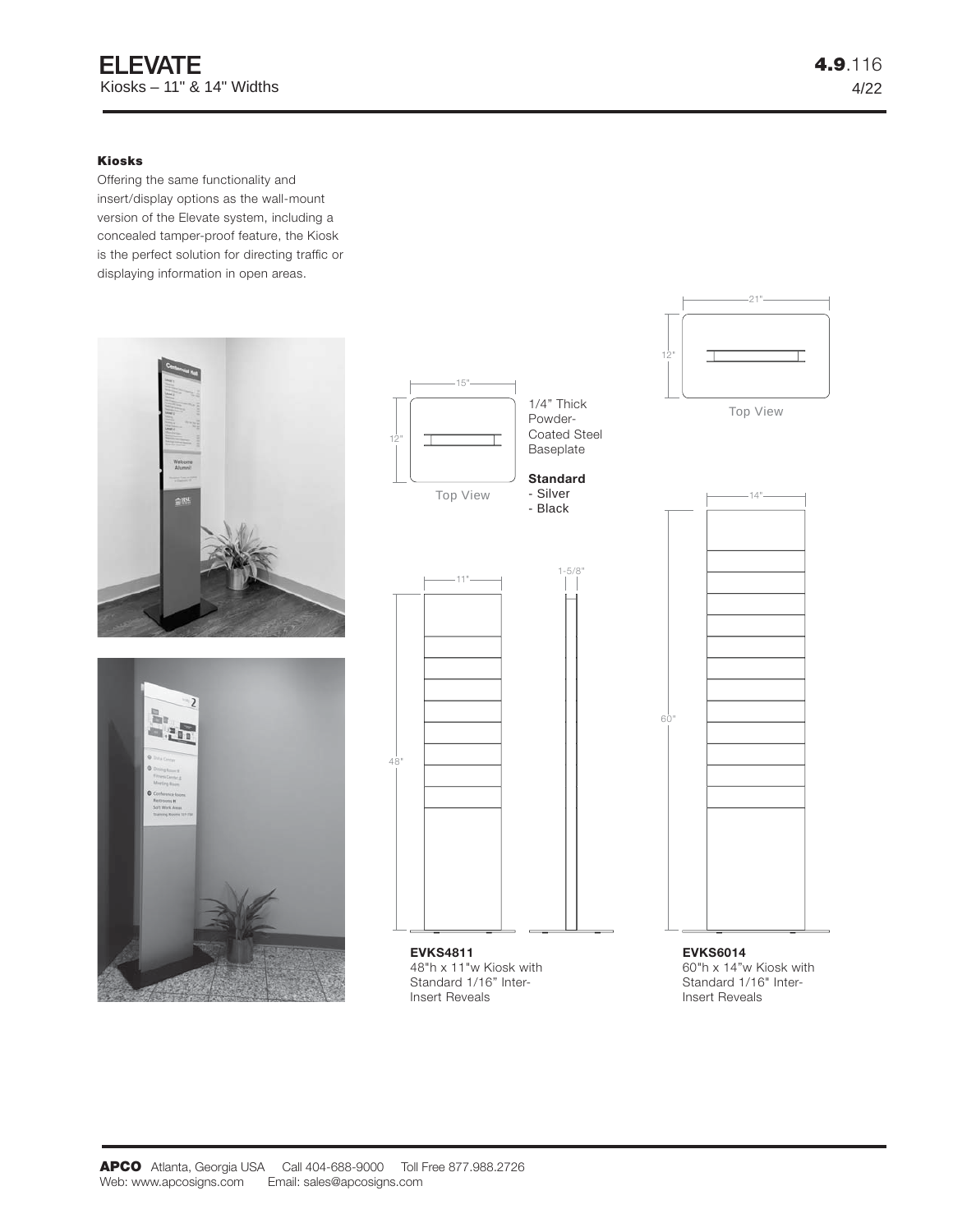# ELEVATE

Kiosks – 11" & 14" Widths

4.9.116

4/22

### Kiosks

Offering the same functionality and insert/display options as the wall-mount version of the Elevate system, including a concealed tamper-proof feature, the Kiosk is the perfect solution for directing traffic or displaying information in open areas.

15"

12"

Top View

1/4" Thick Powder-Coated Steel Baseplate

**Standard**
- Silver
- Black

21"

12"

Top View

11"

1-5/8"

48"

14"

60"

**EVKS4811**
48"h x 11"w Kiosk with Standard 1/16" Inter-Insert Reveals

**EVKS6014**
60"h x 14"w Kiosk with Standard 1/16" Inter-Insert Reveals

**APCO** Atlanta, Georgia USA  Call 404-688-9000  Toll Free 877.988.2726
Web: www.apcosigns.com  Email: sales@apcosigns.com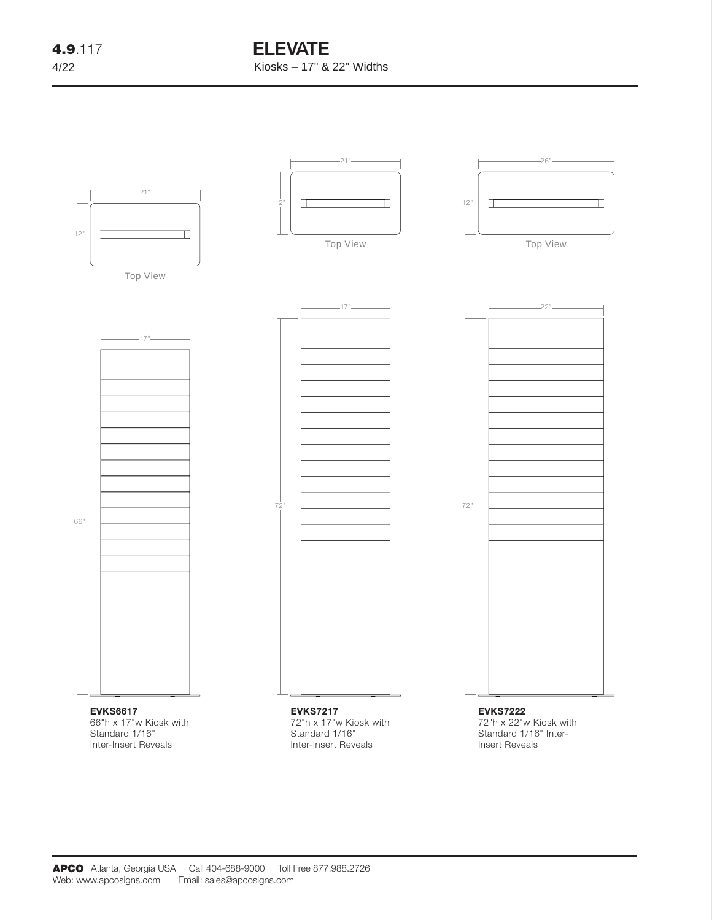# ELEVATE

Kiosks – 17" & 22" Widths

21"

12"

Top View

21"

12"

Top View

26"

12"

Top View

17"

66"

17"

72"

22"

72"

**EVKS6617**
66"h x 17"w Kiosk with Standard 1/16" Inter-Insert Reveals

**EVKS7217**
72"h x 17"w Kiosk with Standard 1/16" Inter-Insert Reveals

**EVKS7222**
72"h x 22"w Kiosk with Standard 1/16" Inter-Insert Reveals

**APCO** Atlanta, Georgia USA Call 404-688-9000 Toll Free 877.988.2726
Web: www.apcosigns.com Email: sales@apcosigns.com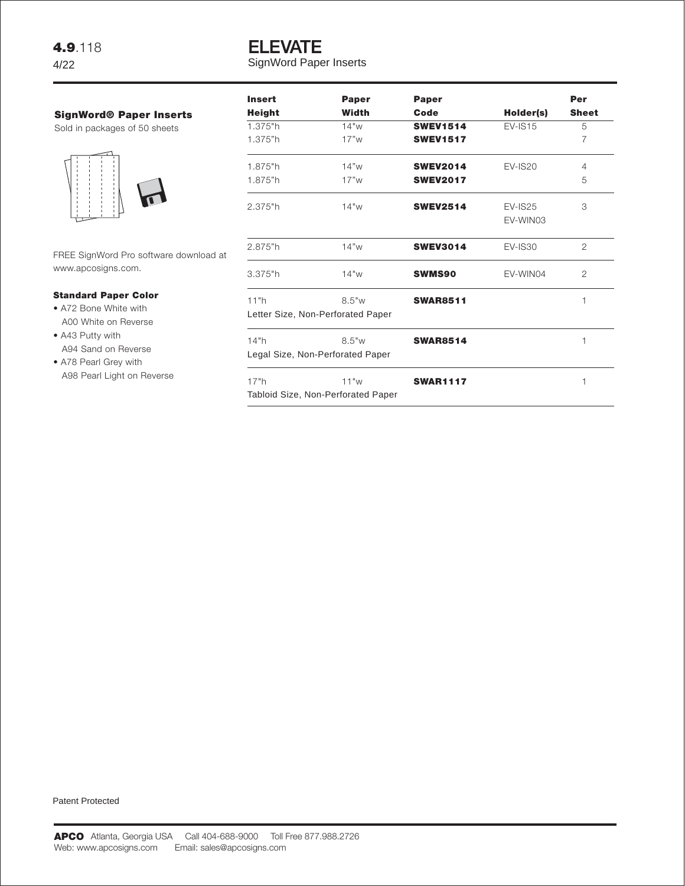# ELEVATE

SignWord Paper Inserts

### SignWord® Paper Inserts

Sold in packages of 50 sheets

FREE SignWord Pro software download at www.apcosigns.com.

### Standard Paper Color

- A72 Bone White with A00 White on Reverse
- A43 Putty with A94 Sand on Reverse
- A78 Pearl Grey with A98 Pearl Light on Reverse

| Insert Height | Paper Width | Paper Code | Holder(s) | Per Sheet |
|---|---|---|---|---|
| 1.375"h | 14"w | **SWEV1514** | EV-IS15 | 5 |
| 1.375"h | 17"w | **SWEV1517** | | 7 |
| 1.875"h | 14"w | **SWEV2014** | EV-IS20 | 4 |
| 1.875"h | 17"w | **SWEV2017** | | 5 |
| 2.375"h | 14"w | **SWEV2514** | EV-IS25<br>EV-WIN03 | 3 |
| 2.875"h | 14"w | **SWEV3014** | EV-IS30 | 2 |
| 3.375"h | 14"w | **SWMS90** | EV-WIN04 | 2 |
| 11"h<br>Letter Size, Non-Perforated Paper | 8.5"w | **SWAR8511** | | 1 |
| 14"h<br>Legal Size, Non-Perforated Paper | 8.5"w | **SWAR8514** | | 1 |
| 17"h<br>Tabloid Size, Non-Perforated Paper | 11"w | **SWAR1117** | | 1 |

Patent Protected

**APCO** Atlanta, Georgia USA Call 404-688-9000 Toll Free 877.988.2726
Web: www.apcosigns.com Email: sales@apcosigns.com